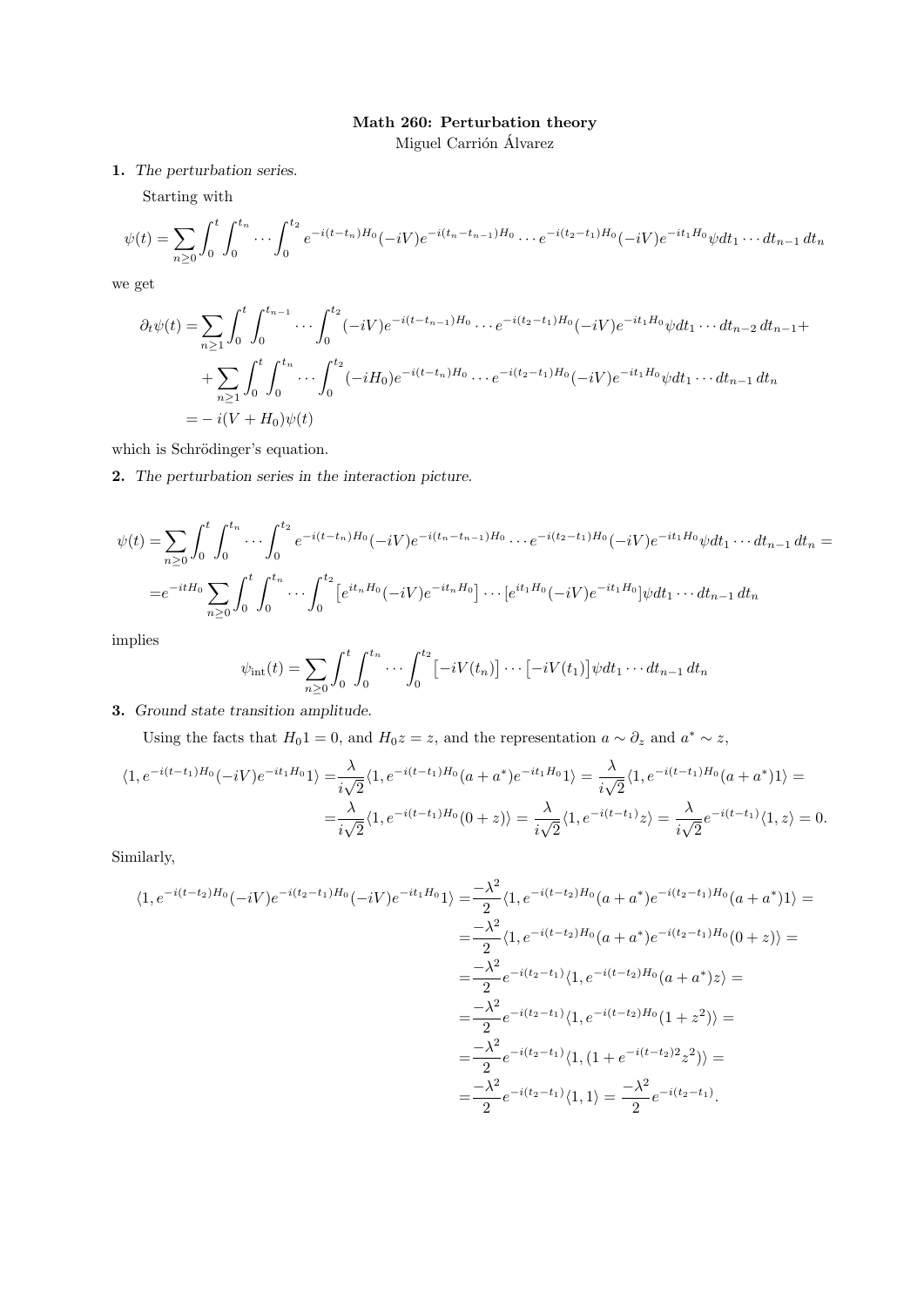# Math 260: Perturbation theory

Miguel Carrión Álvarez

**1.** *The perturbation series.*

Starting with

$$\psi(t) = \sum_{n\geq 0} \int_0^t \int_0^{t_n} \cdots \int_0^{t_2} e^{-i(t-t_n)H_0}(-iV)e^{-i(t_n-t_{n-1})H_0} \cdots e^{-i(t_2-t_1)H_0}(-iV)e^{-it_1 H_0}\psi dt_1 \cdots dt_{n-1}\, dt_n$$

we get

$$\begin{aligned}\partial_t \psi(t) =& \sum_{n\geq 1} \int_0^t \int_0^{t_{n-1}} \cdots \int_0^{t_2} (-iV)e^{-i(t-t_{n-1})H_0} \cdots e^{-i(t_2-t_1)H_0}(-iV)e^{-it_1 H_0}\psi dt_1 \cdots dt_{n-2}\, dt_{n-1} + \\ &+ \sum_{n\geq 1} \int_0^t \int_0^{t_n} \cdots \int_0^{t_2} (-iH_0)e^{-i(t-t_n)H_0} \cdots e^{-i(t_2-t_1)H_0}(-iV)e^{-it_1 H_0}\psi dt_1 \cdots dt_{n-1}\, dt_n \\ =& -i(V+H_0)\psi(t)\end{aligned}$$

which is Schrödinger's equation.

**2.** *The perturbation series in the interaction picture.*

$$\begin{aligned}\psi(t) =& \sum_{n\geq 0} \int_0^t \int_0^{t_n} \cdots \int_0^{t_2} e^{-i(t-t_n)H_0}(-iV)e^{-i(t_n-t_{n-1})H_0} \cdots e^{-i(t_2-t_1)H_0}(-iV)e^{-it_1 H_0}\psi dt_1 \cdots dt_{n-1}\, dt_n = \\ =& e^{-itH_0} \sum_{n\geq 0} \int_0^t \int_0^{t_n} \cdots \int_0^{t_2} \big[e^{it_n H_0}(-iV)e^{-it_n H_0}\big] \cdots [e^{it_1 H_0}(-iV)e^{-it_1 H_0}]\psi dt_1 \cdots dt_{n-1}\, dt_n\end{aligned}$$

implies

$$\psi_{\text{int}}(t) = \sum_{n\geq 0} \int_0^t \int_0^{t_n} \cdots \int_0^{t_2} \big[-iV(t_n)\big] \cdots \big[-iV(t_1)\big]\psi dt_1 \cdots dt_{n-1}\, dt_n$$

**3.** *Ground state transition amplitude.*

Using the facts that $H_0 1 = 0$, and $H_0 z = z$, and the representation $a \sim \partial_z$ and $a^* \sim z$,

$$\begin{aligned}\langle 1, e^{-i(t-t_1)H_0}(-iV)e^{-it_1 H_0}1\rangle =& \frac{\lambda}{i\sqrt{2}}\langle 1, e^{-i(t-t_1)H_0}(a+a^*)e^{-it_1 H_0}1\rangle = \frac{\lambda}{i\sqrt{2}}\langle 1, e^{-i(t-t_1)H_0}(a+a^*)1\rangle = \\ =& \frac{\lambda}{i\sqrt{2}}\langle 1, e^{-i(t-t_1)H_0}(0+z)\rangle = \frac{\lambda}{i\sqrt{2}}\langle 1, e^{-i(t-t_1)}z\rangle = \frac{\lambda}{i\sqrt{2}}e^{-i(t-t_1)}\langle 1, z\rangle = 0.\end{aligned}$$

Similarly,

$$\begin{aligned}\langle 1, e^{-i(t-t_2)H_0}(-iV)e^{-i(t_2-t_1)H_0}(-iV)e^{-it_1 H_0}1\rangle =& \frac{-\lambda^2}{2}\langle 1, e^{-i(t-t_2)H_0}(a+a^*)e^{-i(t_2-t_1)H_0}(a+a^*)1\rangle = \\ =& \frac{-\lambda^2}{2}\langle 1, e^{-i(t-t_2)H_0}(a+a^*)e^{-i(t_2-t_1)H_0}(0+z)\rangle = \\ =& \frac{-\lambda^2}{2}e^{-i(t_2-t_1)}\langle 1, e^{-i(t-t_2)H_0}(a+a^*)z\rangle = \\ =& \frac{-\lambda^2}{2}e^{-i(t_2-t_1)}\langle 1, e^{-i(t-t_2)H_0}(1+z^2)\rangle = \\ =& \frac{-\lambda^2}{2}e^{-i(t_2-t_1)}\langle 1, (1+e^{-i(t-t_2)2}z^2)\rangle = \\ =& \frac{-\lambda^2}{2}e^{-i(t_2-t_1)}\langle 1, 1\rangle = \frac{-\lambda^2}{2}e^{-i(t_2-t_1)}.\end{aligned}$$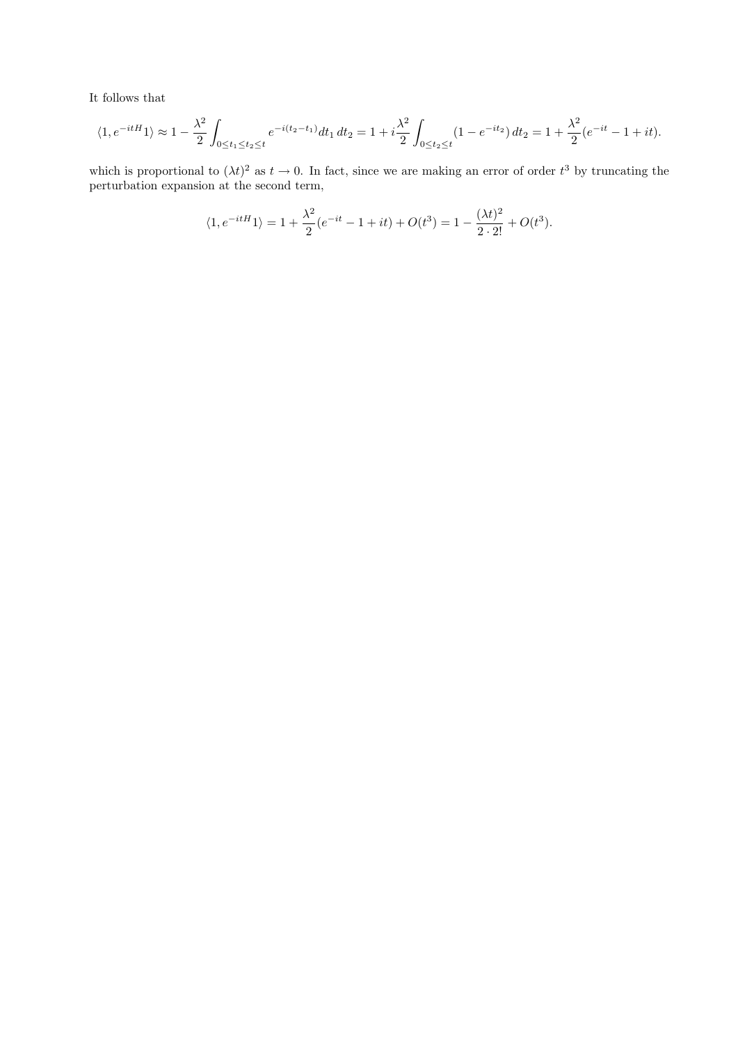It follows that

$$\langle 1, e^{-itH}1\rangle \approx 1 - \frac{\lambda^2}{2}\int_{0\le t_1\le t_2\le t} e^{-i(t_2-t_1)}dt_1\,dt_2 = 1 + i\frac{\lambda^2}{2}\int_{0\le t_2\le t}(1-e^{-it_2})\,dt_2 = 1 + \frac{\lambda^2}{2}(e^{-it}-1+it).$$

which is proportional to $(\lambda t)^2$ as $t \to 0$. In fact, since we are making an error of order $t^3$ by truncating the perturbation expansion at the second term,

$$\langle 1, e^{-itH}1\rangle = 1 + \frac{\lambda^2}{2}(e^{-it}-1+it) + O(t^3) = 1 - \frac{(\lambda t)^2}{2\cdot 2!} + O(t^3).$$